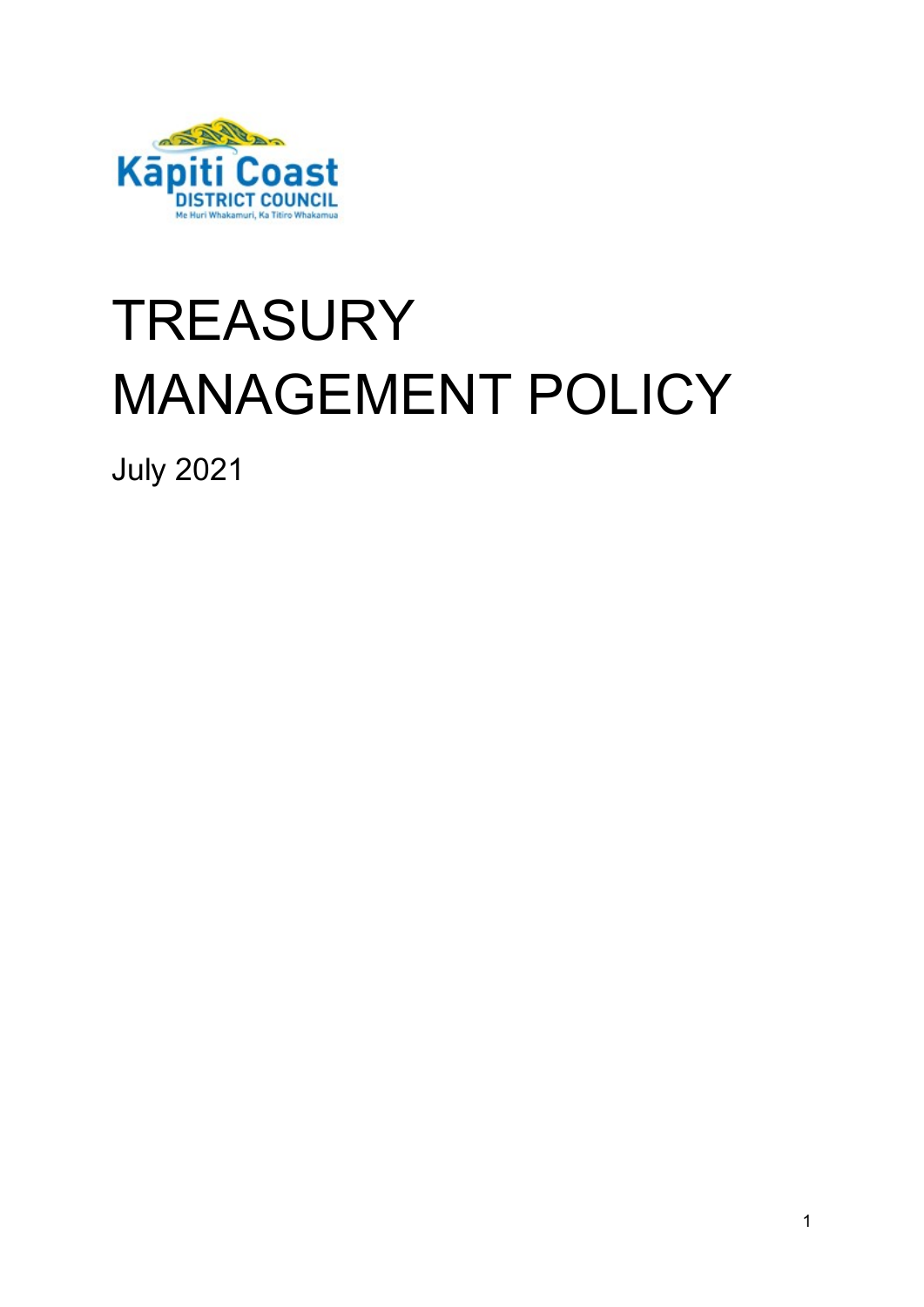Kāpiti Coast
DISTRICT COUNCIL
Me Huri Whakamuri, Ka Titiro Whakamua

# TREASURY MANAGEMENT POLICY

July 2021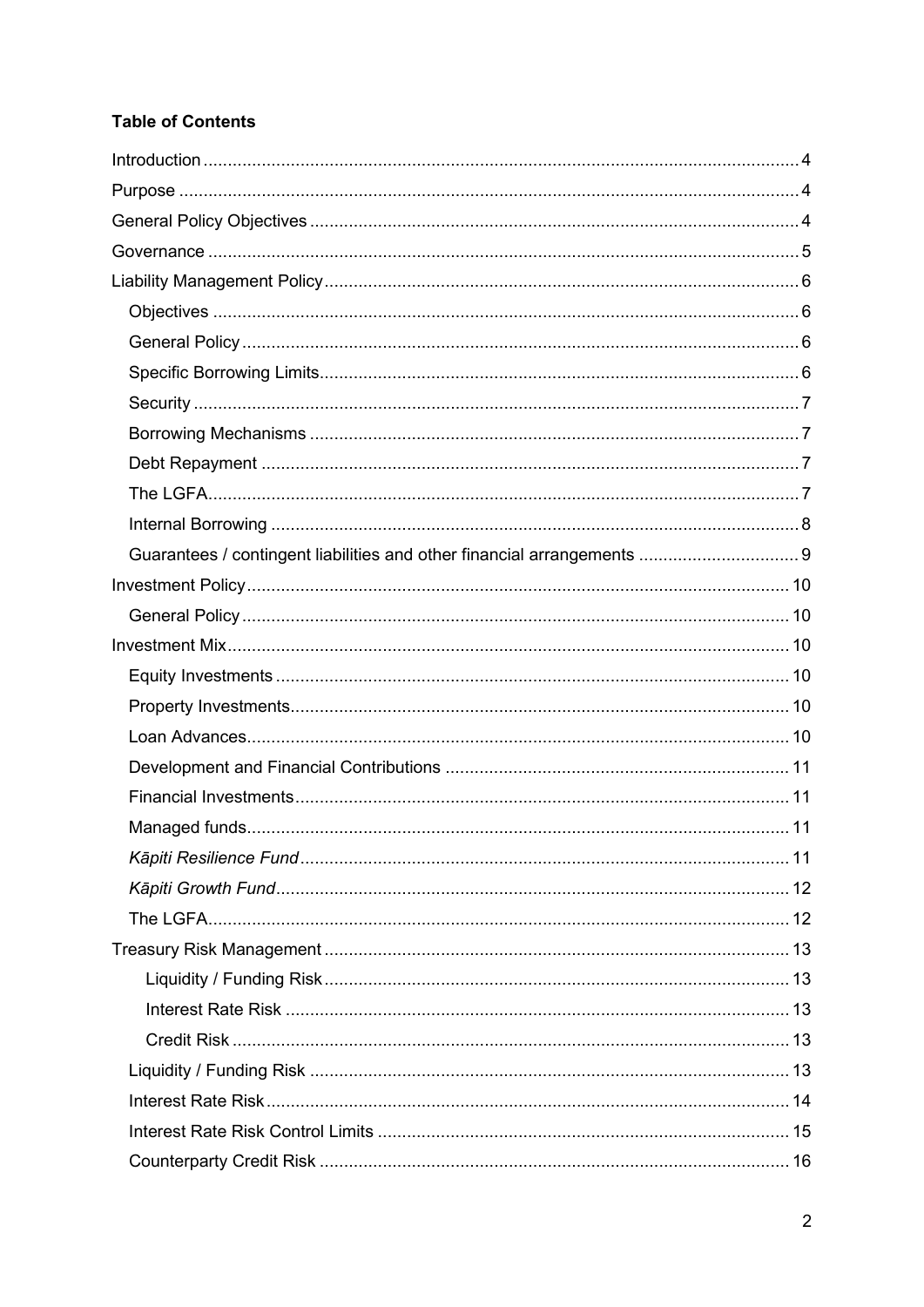**Table of Contents**

- Introduction ... 4
- Purpose ... 4
- General Policy Objectives ... 4
- Governance ... 5
- Liability Management Policy ... 6
  - Objectives ... 6
  - General Policy ... 6
  - Specific Borrowing Limits ... 6
  - Security ... 7
  - Borrowing Mechanisms ... 7
  - Debt Repayment ... 7
  - The LGFA ... 7
  - Internal Borrowing ... 8
  - Guarantees / contingent liabilities and other financial arrangements ... 9
- Investment Policy ... 10
  - General Policy ... 10
- Investment Mix ... 10
  - Equity Investments ... 10
  - Property Investments ... 10
  - Loan Advances ... 10
  - Development and Financial Contributions ... 11
  - Financial Investments ... 11
  - Managed funds ... 11
  - *Kāpiti Resilience Fund* ... 11
  - *Kāpiti Growth Fund* ... 12
  - The LGFA ... 12
- Treasury Risk Management ... 13
    - Liquidity / Funding Risk ... 13
    - Interest Rate Risk ... 13
    - Credit Risk ... 13
  - Liquidity / Funding Risk ... 13
  - Interest Rate Risk ... 14
  - Interest Rate Risk Control Limits ... 15
  - Counterparty Credit Risk ... 16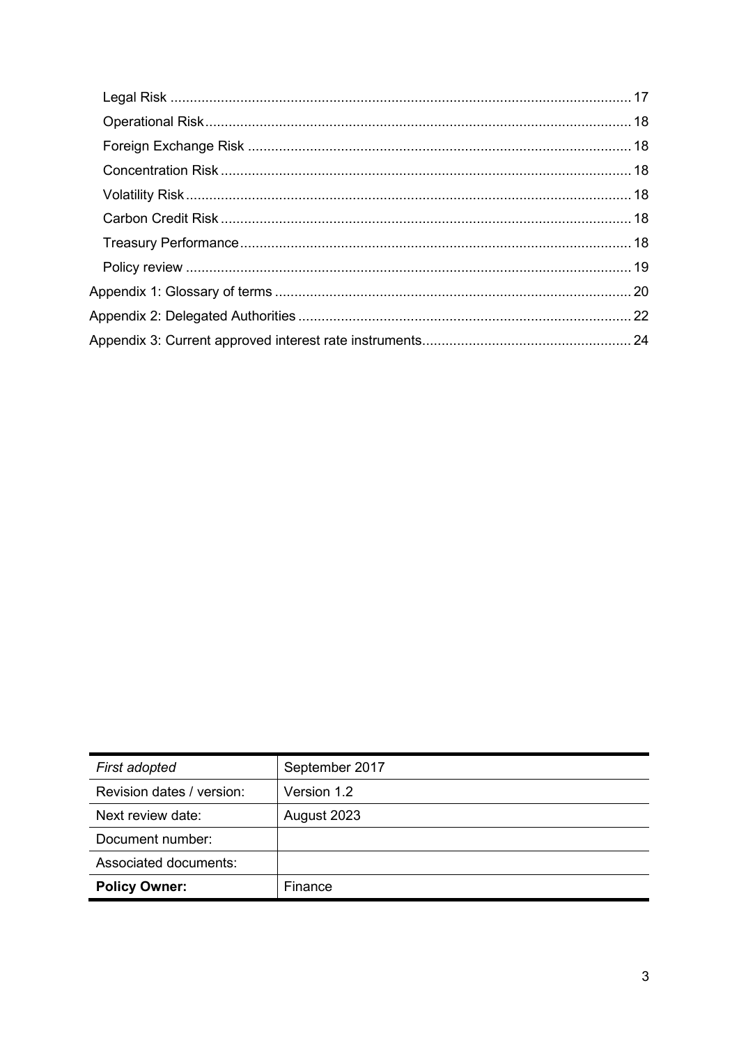Legal Risk ........................................................................................................................ 17
Operational Risk ............................................................................................................... 18
Foreign Exchange Risk .................................................................................................... 18
Concentration Risk ........................................................................................................... 18
Volatility Risk .................................................................................................................... 18
Carbon Credit Risk ........................................................................................................... 18
Treasury Performance ...................................................................................................... 18
Policy review .................................................................................................................... 19

Appendix 1: Glossary of terms ............................................................................................ 20

Appendix 2: Delegated Authorities ...................................................................................... 22

Appendix 3: Current approved interest rate instruments...................................................... 24

| *First adopted* | September 2017 |
|---|---|
| Revision dates / version: | Version 1.2 |
| Next review date: | August 2023 |
| Document number: | |
| Associated documents: | |
| **Policy Owner:** | Finance |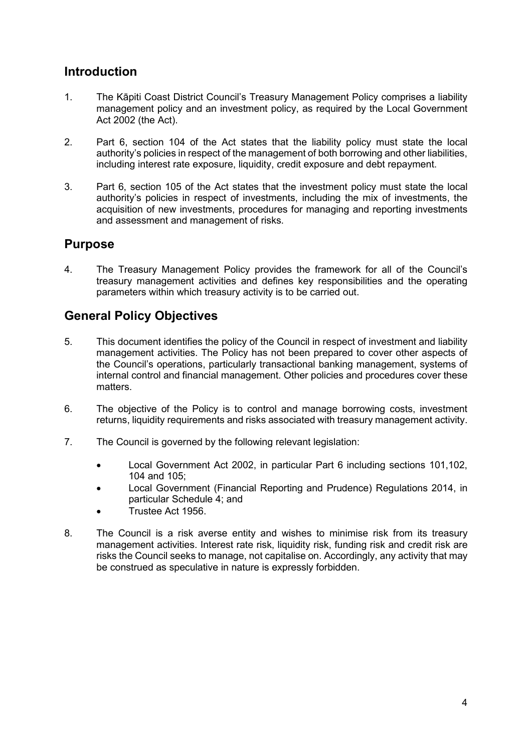## Introduction

1. The Kāpiti Coast District Council's Treasury Management Policy comprises a liability management policy and an investment policy, as required by the Local Government Act 2002 (the Act).

2. Part 6, section 104 of the Act states that the liability policy must state the local authority's policies in respect of the management of both borrowing and other liabilities, including interest rate exposure, liquidity, credit exposure and debt repayment.

3. Part 6, section 105 of the Act states that the investment policy must state the local authority's policies in respect of investments, including the mix of investments, the acquisition of new investments, procedures for managing and reporting investments and assessment and management of risks.

## Purpose

4. The Treasury Management Policy provides the framework for all of the Council's treasury management activities and defines key responsibilities and the operating parameters within which treasury activity is to be carried out.

## General Policy Objectives

5. This document identifies the policy of the Council in respect of investment and liability management activities. The Policy has not been prepared to cover other aspects of the Council's operations, particularly transactional banking management, systems of internal control and financial management. Other policies and procedures cover these matters.

6. The objective of the Policy is to control and manage borrowing costs, investment returns, liquidity requirements and risks associated with treasury management activity.

7. The Council is governed by the following relevant legislation:

   - Local Government Act 2002, in particular Part 6 including sections 101,102, 104 and 105;
   - Local Government (Financial Reporting and Prudence) Regulations 2014, in particular Schedule 4; and
   - Trustee Act 1956.

8. The Council is a risk averse entity and wishes to minimise risk from its treasury management activities. Interest rate risk, liquidity risk, funding risk and credit risk are risks the Council seeks to manage, not capitalise on. Accordingly, any activity that may be construed as speculative in nature is expressly forbidden.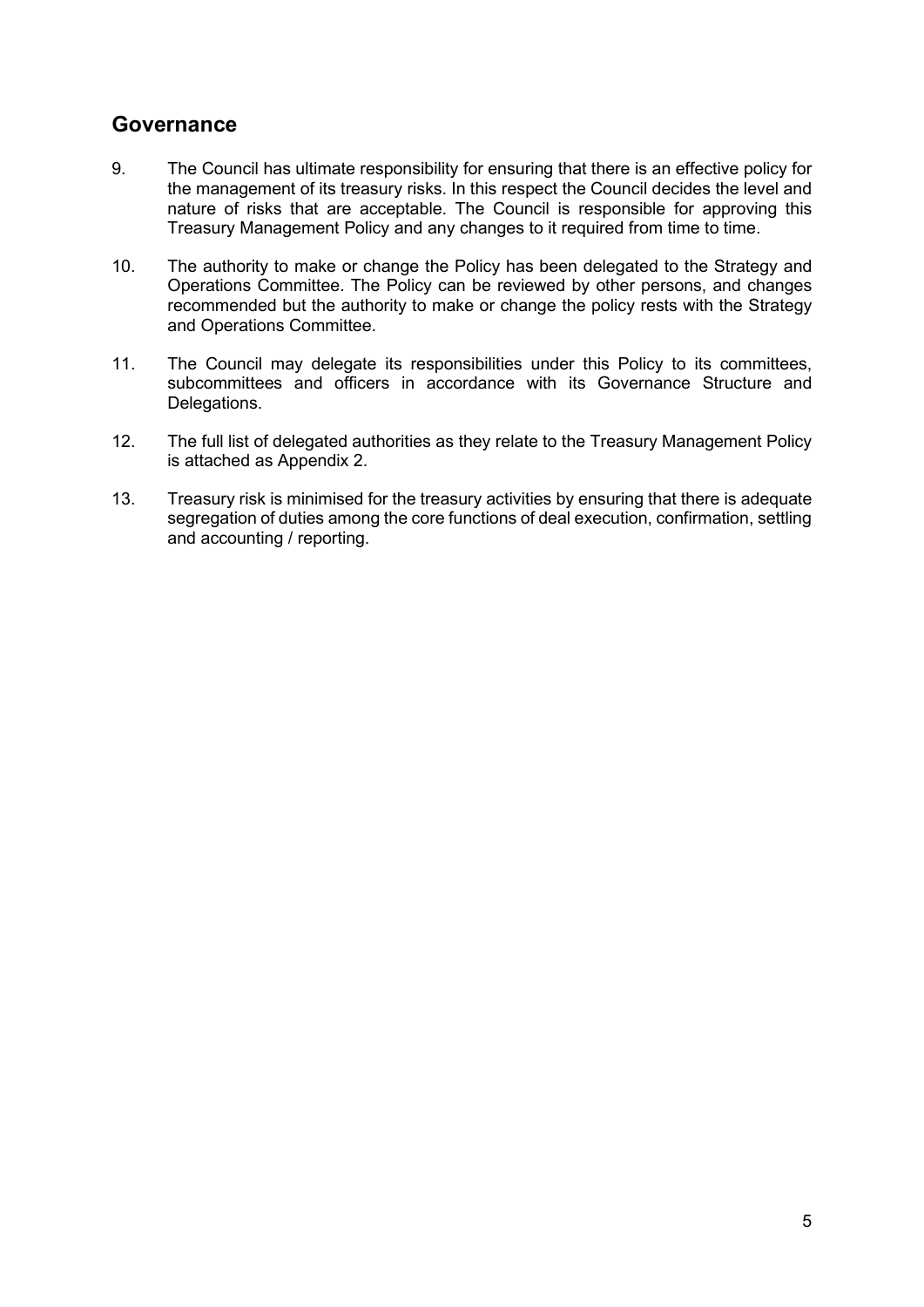## Governance

9. The Council has ultimate responsibility for ensuring that there is an effective policy for the management of its treasury risks. In this respect the Council decides the level and nature of risks that are acceptable. The Council is responsible for approving this Treasury Management Policy and any changes to it required from time to time.

10. The authority to make or change the Policy has been delegated to the Strategy and Operations Committee. The Policy can be reviewed by other persons, and changes recommended but the authority to make or change the policy rests with the Strategy and Operations Committee.

11. The Council may delegate its responsibilities under this Policy to its committees, subcommittees and officers in accordance with its Governance Structure and Delegations.

12. The full list of delegated authorities as they relate to the Treasury Management Policy is attached as Appendix 2.

13. Treasury risk is minimised for the treasury activities by ensuring that there is adequate segregation of duties among the core functions of deal execution, confirmation, settling and accounting / reporting.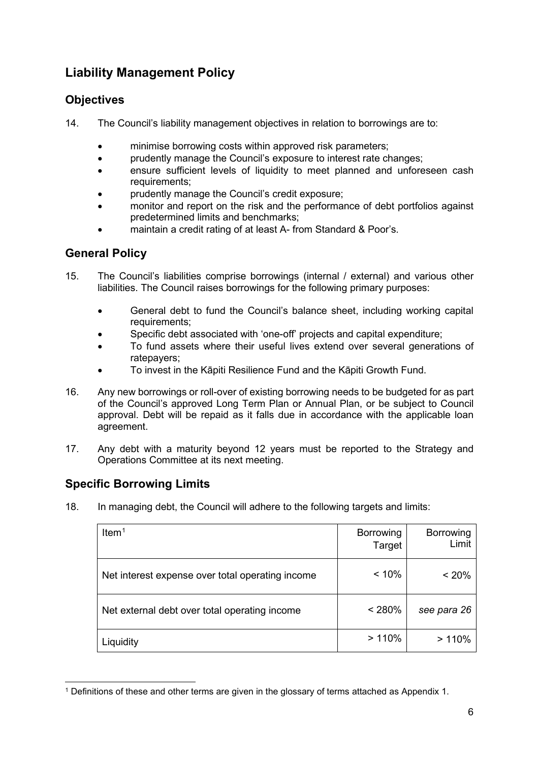## Liability Management Policy

### Objectives

14. The Council's liability management objectives in relation to borrowings are to:

    - minimise borrowing costs within approved risk parameters;
    - prudently manage the Council's exposure to interest rate changes;
    - ensure sufficient levels of liquidity to meet planned and unforeseen cash requirements;
    - prudently manage the Council's credit exposure;
    - monitor and report on the risk and the performance of debt portfolios against predetermined limits and benchmarks;
    - maintain a credit rating of at least A- from Standard & Poor's.

### General Policy

15. The Council's liabilities comprise borrowings (internal / external) and various other liabilities. The Council raises borrowings for the following primary purposes:

    - General debt to fund the Council's balance sheet, including working capital requirements;
    - Specific debt associated with 'one-off' projects and capital expenditure;
    - To fund assets where their useful lives extend over several generations of ratepayers;
    - To invest in the Kāpiti Resilience Fund and the Kāpiti Growth Fund.

16. Any new borrowings or roll-over of existing borrowing needs to be budgeted for as part of the Council's approved Long Term Plan or Annual Plan, or be subject to Council approval. Debt will be repaid as it falls due in accordance with the applicable loan agreement.

17. Any debt with a maturity beyond 12 years must be reported to the Strategy and Operations Committee at its next meeting.

### Specific Borrowing Limits

18. In managing debt, the Council will adhere to the following targets and limits:

| Item[1] | Borrowing Target | Borrowing Limit |
|---|---|---|
| Net interest expense over total operating income | < 10% | < 20% |
| Net external debt over total operating income | < 280% | *see para 26* |
| Liquidity | > 110% | > 110% |

[1] Definitions of these and other terms are given in the glossary of terms attached as Appendix 1.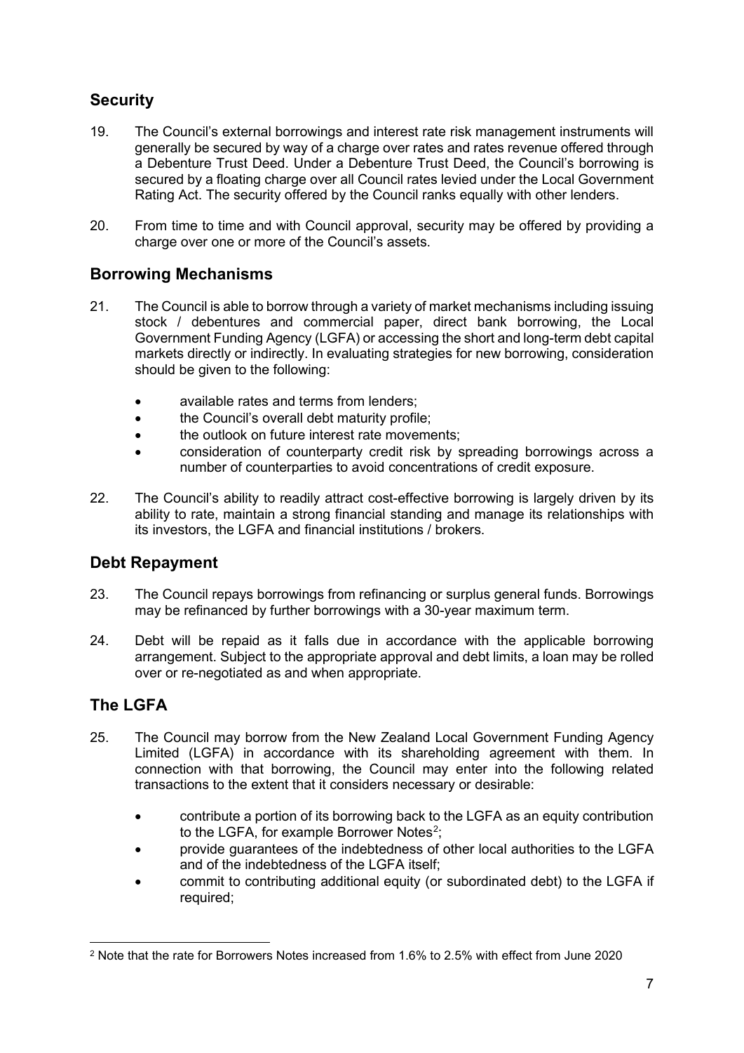## Security

19. The Council's external borrowings and interest rate risk management instruments will generally be secured by way of a charge over rates and rates revenue offered through a Debenture Trust Deed. Under a Debenture Trust Deed, the Council's borrowing is secured by a floating charge over all Council rates levied under the Local Government Rating Act. The security offered by the Council ranks equally with other lenders.

20. From time to time and with Council approval, security may be offered by providing a charge over one or more of the Council's assets.

## Borrowing Mechanisms

21. The Council is able to borrow through a variety of market mechanisms including issuing stock / debentures and commercial paper, direct bank borrowing, the Local Government Funding Agency (LGFA) or accessing the short and long-term debt capital markets directly or indirectly. In evaluating strategies for new borrowing, consideration should be given to the following:

    - available rates and terms from lenders;
    - the Council's overall debt maturity profile;
    - the outlook on future interest rate movements;
    - consideration of counterparty credit risk by spreading borrowings across a number of counterparties to avoid concentrations of credit exposure.

22. The Council's ability to readily attract cost-effective borrowing is largely driven by its ability to rate, maintain a strong financial standing and manage its relationships with its investors, the LGFA and financial institutions / brokers.

## Debt Repayment

23. The Council repays borrowings from refinancing or surplus general funds. Borrowings may be refinanced by further borrowings with a 30-year maximum term.

24. Debt will be repaid as it falls due in accordance with the applicable borrowing arrangement. Subject to the appropriate approval and debt limits, a loan may be rolled over or re-negotiated as and when appropriate.

## The LGFA

25. The Council may borrow from the New Zealand Local Government Funding Agency Limited (LGFA) in accordance with its shareholding agreement with them. In connection with that borrowing, the Council may enter into the following related transactions to the extent that it considers necessary or desirable:

    - contribute a portion of its borrowing back to the LGFA as an equity contribution to the LGFA, for example Borrower Notes[2];
    - provide guarantees of the indebtedness of other local authorities to the LGFA and of the indebtedness of the LGFA itself;
    - commit to contributing additional equity (or subordinated debt) to the LGFA if required;

[2] Note that the rate for Borrowers Notes increased from 1.6% to 2.5% with effect from June 2020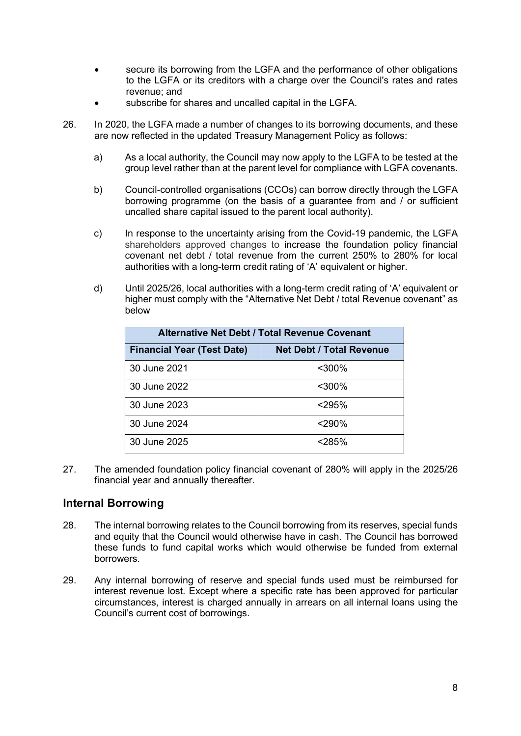- secure its borrowing from the LGFA and the performance of other obligations to the LGFA or its creditors with a charge over the Council's rates and rates revenue; and
- subscribe for shares and uncalled capital in the LGFA.

26. In 2020, the LGFA made a number of changes to its borrowing documents, and these are now reflected in the updated Treasury Management Policy as follows:

    a) As a local authority, the Council may now apply to the LGFA to be tested at the group level rather than at the parent level for compliance with LGFA covenants.

    b) Council-controlled organisations (CCOs) can borrow directly through the LGFA borrowing programme (on the basis of a guarantee from and / or sufficient uncalled share capital issued to the parent local authority).

    c) In response to the uncertainty arising from the Covid-19 pandemic, the LGFA shareholders approved changes to increase the foundation policy financial covenant net debt / total revenue from the current 250% to 280% for local authorities with a long-term credit rating of 'A' equivalent or higher.

    d) Until 2025/26, local authorities with a long-term credit rating of 'A' equivalent or higher must comply with the "Alternative Net Debt / total Revenue covenant" as below

| Alternative Net Debt / Total Revenue Covenant | |
|---|---|
| **Financial Year (Test Date)** | **Net Debt / Total Revenue** |
| 30 June 2021 | <300% |
| 30 June 2022 | <300% |
| 30 June 2023 | <295% |
| 30 June 2024 | <290% |
| 30 June 2025 | <285% |

27. The amended foundation policy financial covenant of 280% will apply in the 2025/26 financial year and annually thereafter.

## Internal Borrowing

28. The internal borrowing relates to the Council borrowing from its reserves, special funds and equity that the Council would otherwise have in cash. The Council has borrowed these funds to fund capital works which would otherwise be funded from external borrowers.

29. Any internal borrowing of reserve and special funds used must be reimbursed for interest revenue lost. Except where a specific rate has been approved for particular circumstances, interest is charged annually in arrears on all internal loans using the Council's current cost of borrowings.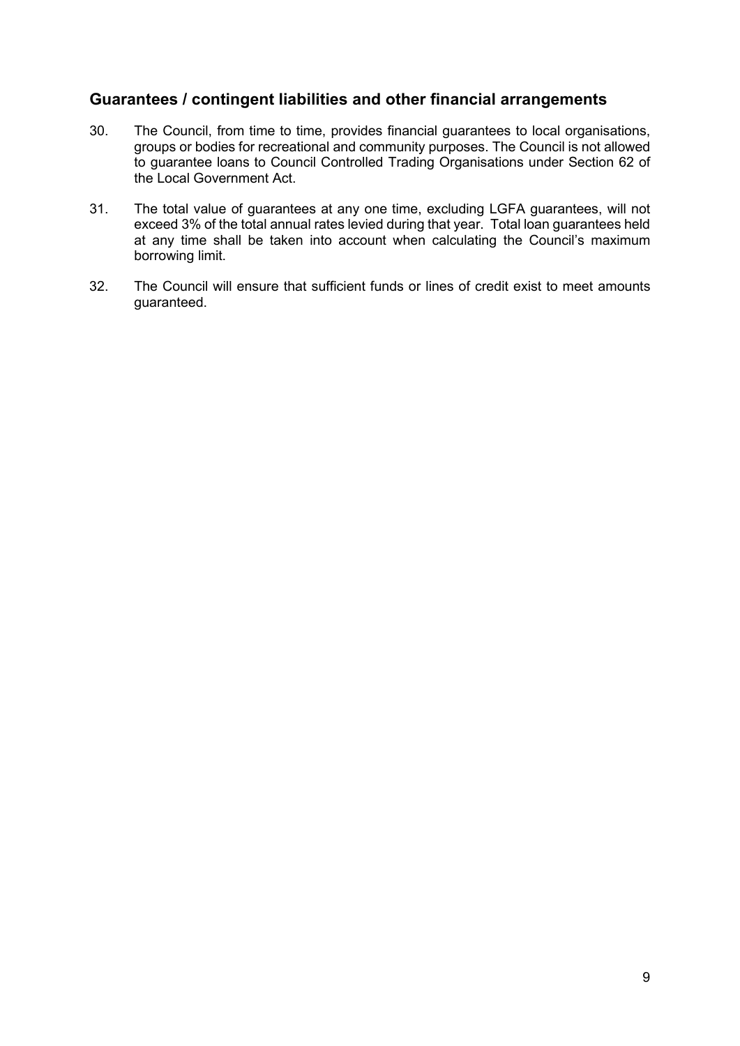## Guarantees / contingent liabilities and other financial arrangements

30. The Council, from time to time, provides financial guarantees to local organisations, groups or bodies for recreational and community purposes. The Council is not allowed to guarantee loans to Council Controlled Trading Organisations under Section 62 of the Local Government Act.

31. The total value of guarantees at any one time, excluding LGFA guarantees, will not exceed 3% of the total annual rates levied during that year. Total loan guarantees held at any time shall be taken into account when calculating the Council's maximum borrowing limit.

32. The Council will ensure that sufficient funds or lines of credit exist to meet amounts guaranteed.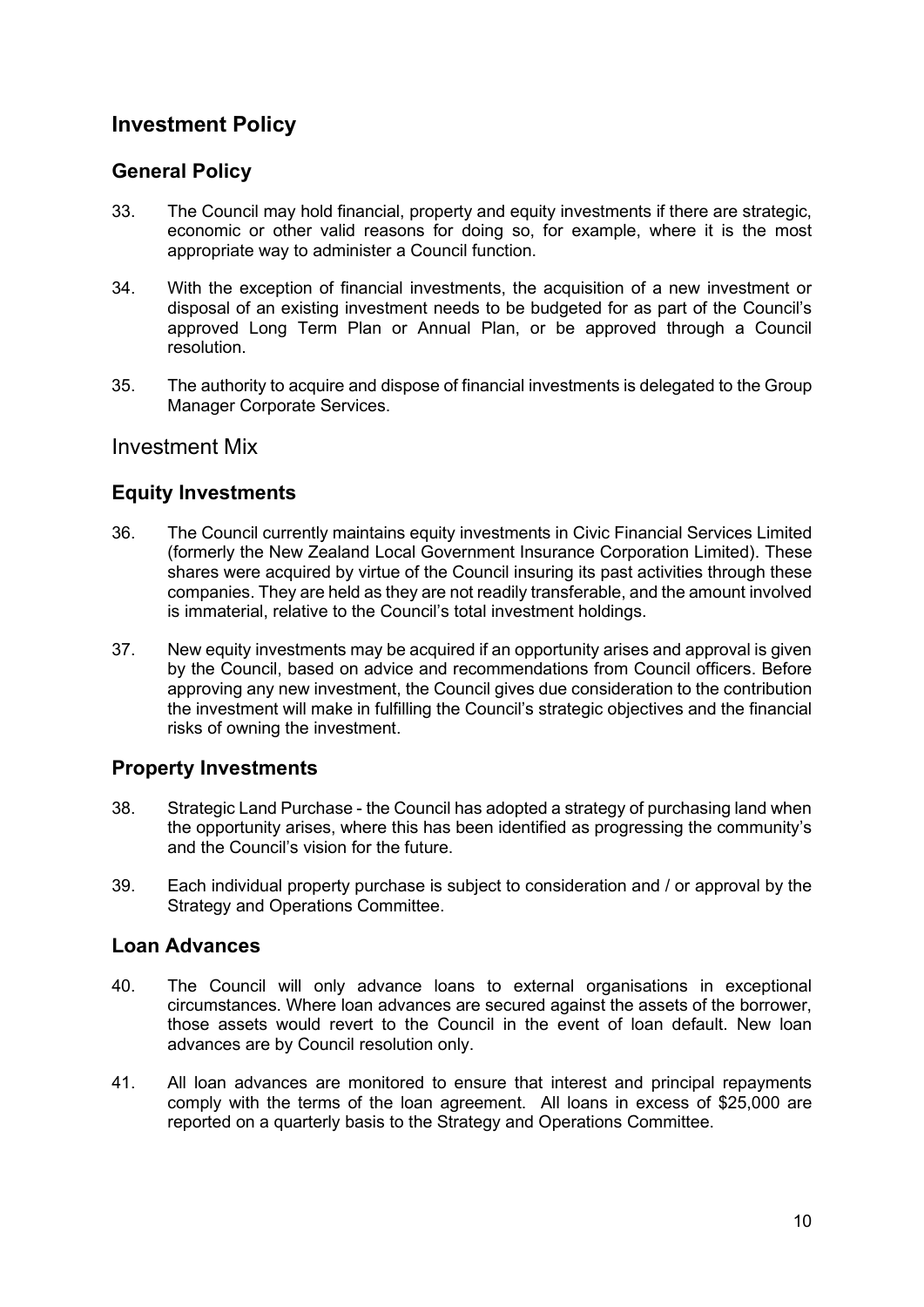## Investment Policy

### General Policy

33. The Council may hold financial, property and equity investments if there are strategic, economic or other valid reasons for doing so, for example, where it is the most appropriate way to administer a Council function.

34. With the exception of financial investments, the acquisition of a new investment or disposal of an existing investment needs to be budgeted for as part of the Council's approved Long Term Plan or Annual Plan, or be approved through a Council resolution.

35. The authority to acquire and dispose of financial investments is delegated to the Group Manager Corporate Services.

### Investment Mix

### Equity Investments

36. The Council currently maintains equity investments in Civic Financial Services Limited (formerly the New Zealand Local Government Insurance Corporation Limited). These shares were acquired by virtue of the Council insuring its past activities through these companies. They are held as they are not readily transferable, and the amount involved is immaterial, relative to the Council's total investment holdings.

37. New equity investments may be acquired if an opportunity arises and approval is given by the Council, based on advice and recommendations from Council officers. Before approving any new investment, the Council gives due consideration to the contribution the investment will make in fulfilling the Council's strategic objectives and the financial risks of owning the investment.

### Property Investments

38. Strategic Land Purchase - the Council has adopted a strategy of purchasing land when the opportunity arises, where this has been identified as progressing the community's and the Council's vision for the future.

39. Each individual property purchase is subject to consideration and / or approval by the Strategy and Operations Committee.

### Loan Advances

40. The Council will only advance loans to external organisations in exceptional circumstances. Where loan advances are secured against the assets of the borrower, those assets would revert to the Council in the event of loan default. New loan advances are by Council resolution only.

41. All loan advances are monitored to ensure that interest and principal repayments comply with the terms of the loan agreement. All loans in excess of $25,000 are reported on a quarterly basis to the Strategy and Operations Committee.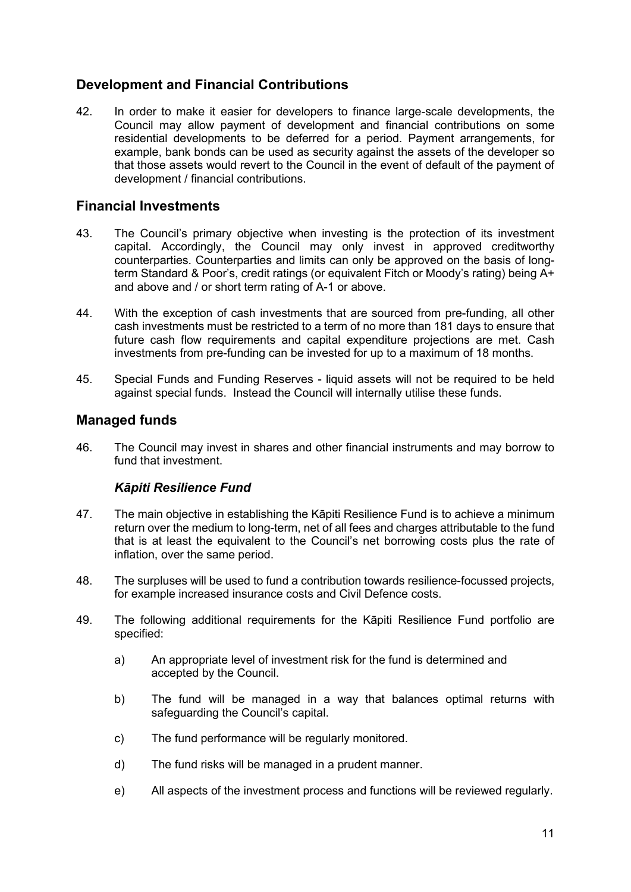## Development and Financial Contributions

42. In order to make it easier for developers to finance large-scale developments, the Council may allow payment of development and financial contributions on some residential developments to be deferred for a period. Payment arrangements, for example, bank bonds can be used as security against the assets of the developer so that those assets would revert to the Council in the event of default of the payment of development / financial contributions.

## Financial Investments

43. The Council's primary objective when investing is the protection of its investment capital. Accordingly, the Council may only invest in approved creditworthy counterparties. Counterparties and limits can only be approved on the basis of long-term Standard & Poor's, credit ratings (or equivalent Fitch or Moody's rating) being A+ and above and / or short term rating of A-1 or above.

44. With the exception of cash investments that are sourced from pre-funding, all other cash investments must be restricted to a term of no more than 181 days to ensure that future cash flow requirements and capital expenditure projections are met. Cash investments from pre-funding can be invested for up to a maximum of 18 months.

45. Special Funds and Funding Reserves - liquid assets will not be required to be held against special funds. Instead the Council will internally utilise these funds.

## Managed funds

46. The Council may invest in shares and other financial instruments and may borrow to fund that investment.

### *Kāpiti Resilience Fund*

47. The main objective in establishing the Kāpiti Resilience Fund is to achieve a minimum return over the medium to long-term, net of all fees and charges attributable to the fund that is at least the equivalent to the Council's net borrowing costs plus the rate of inflation, over the same period.

48. The surpluses will be used to fund a contribution towards resilience-focussed projects, for example increased insurance costs and Civil Defence costs.

49. The following additional requirements for the Kāpiti Resilience Fund portfolio are specified:

    a) An appropriate level of investment risk for the fund is determined and accepted by the Council.

    b) The fund will be managed in a way that balances optimal returns with safeguarding the Council's capital.

    c) The fund performance will be regularly monitored.

    d) The fund risks will be managed in a prudent manner.

    e) All aspects of the investment process and functions will be reviewed regularly.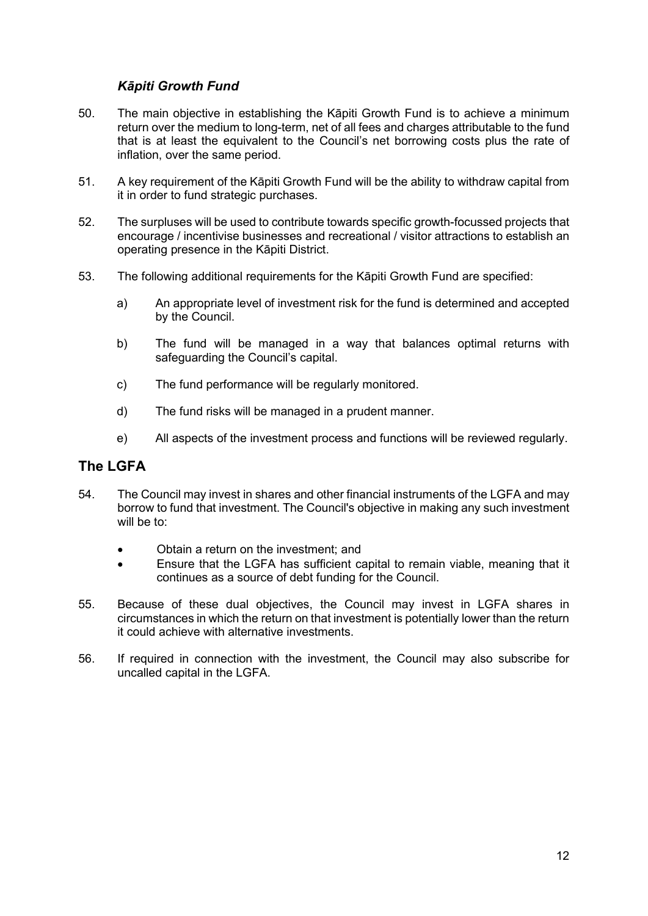### *Kāpiti Growth Fund*

50. The main objective in establishing the Kāpiti Growth Fund is to achieve a minimum return over the medium to long-term, net of all fees and charges attributable to the fund that is at least the equivalent to the Council's net borrowing costs plus the rate of inflation, over the same period.

51. A key requirement of the Kāpiti Growth Fund will be the ability to withdraw capital from it in order to fund strategic purchases.

52. The surpluses will be used to contribute towards specific growth-focussed projects that encourage / incentivise businesses and recreational / visitor attractions to establish an operating presence in the Kāpiti District.

53. The following additional requirements for the Kāpiti Growth Fund are specified:

    a) An appropriate level of investment risk for the fund is determined and accepted by the Council.

    b) The fund will be managed in a way that balances optimal returns with safeguarding the Council's capital.

    c) The fund performance will be regularly monitored.

    d) The fund risks will be managed in a prudent manner.

    e) All aspects of the investment process and functions will be reviewed regularly.

## The LGFA

54. The Council may invest in shares and other financial instruments of the LGFA and may borrow to fund that investment. The Council's objective in making any such investment will be to:

    - Obtain a return on the investment; and
    - Ensure that the LGFA has sufficient capital to remain viable, meaning that it continues as a source of debt funding for the Council.

55. Because of these dual objectives, the Council may invest in LGFA shares in circumstances in which the return on that investment is potentially lower than the return it could achieve with alternative investments.

56. If required in connection with the investment, the Council may also subscribe for uncalled capital in the LGFA.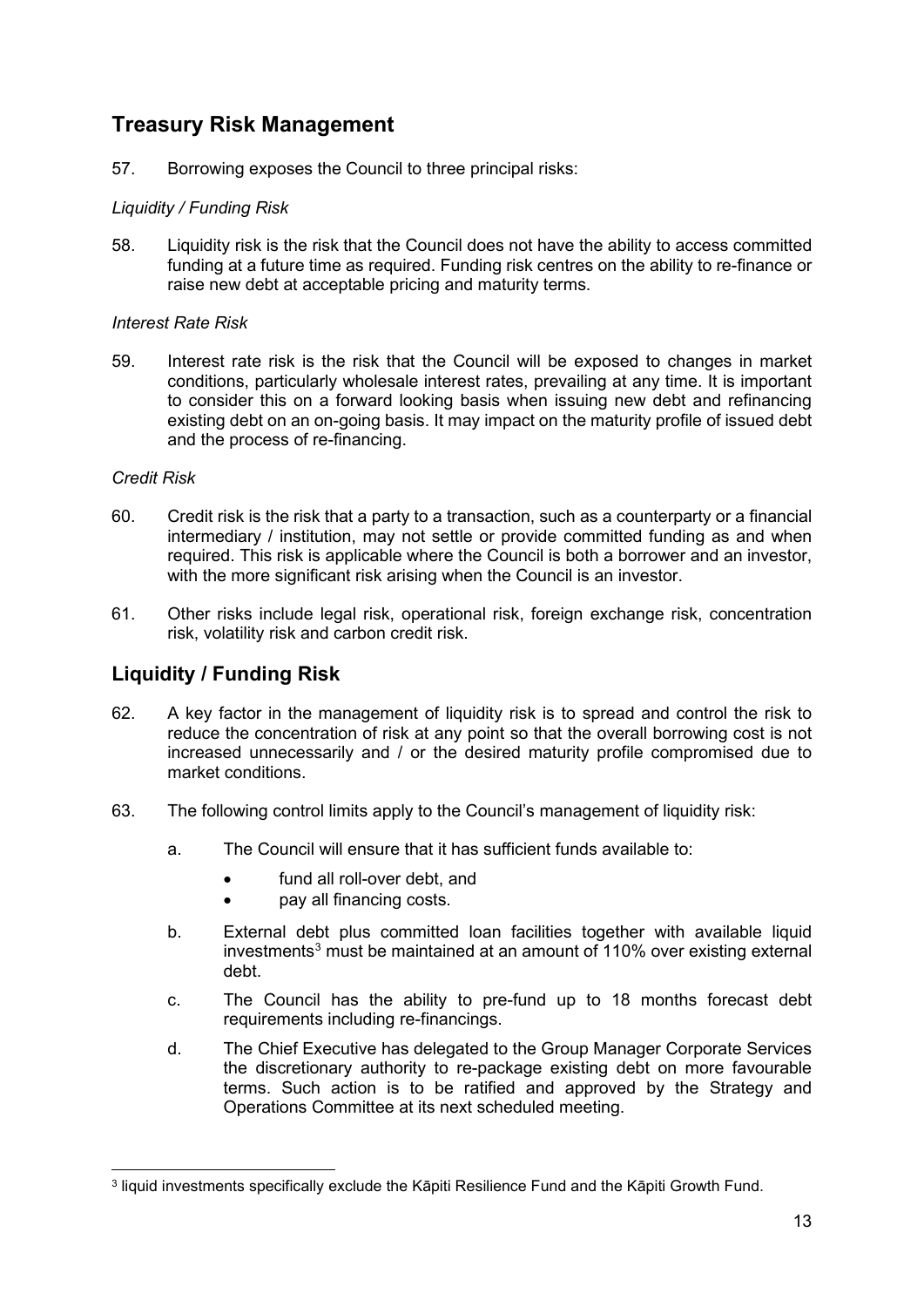## Treasury Risk Management

57. Borrowing exposes the Council to three principal risks:

*Liquidity / Funding Risk*

58. Liquidity risk is the risk that the Council does not have the ability to access committed funding at a future time as required. Funding risk centres on the ability to re-finance or raise new debt at acceptable pricing and maturity terms.

*Interest Rate Risk*

59. Interest rate risk is the risk that the Council will be exposed to changes in market conditions, particularly wholesale interest rates, prevailing at any time. It is important to consider this on a forward looking basis when issuing new debt and refinancing existing debt on an on-going basis. It may impact on the maturity profile of issued debt and the process of re-financing.

*Credit Risk*

60. Credit risk is the risk that a party to a transaction, such as a counterparty or a financial intermediary / institution, may not settle or provide committed funding as and when required. This risk is applicable where the Council is both a borrower and an investor, with the more significant risk arising when the Council is an investor.

61. Other risks include legal risk, operational risk, foreign exchange risk, concentration risk, volatility risk and carbon credit risk.

## Liquidity / Funding Risk

62. A key factor in the management of liquidity risk is to spread and control the risk to reduce the concentration of risk at any point so that the overall borrowing cost is not increased unnecessarily and / or the desired maturity profile compromised due to market conditions.

63. The following control limits apply to the Council's management of liquidity risk:

   a. The Council will ensure that it has sufficient funds available to:

      - fund all roll-over debt, and
      - pay all financing costs.

   b. External debt plus committed loan facilities together with available liquid investments[3] must be maintained at an amount of 110% over existing external debt.

   c. The Council has the ability to pre-fund up to 18 months forecast debt requirements including re-financings.

   d. The Chief Executive has delegated to the Group Manager Corporate Services the discretionary authority to re-package existing debt on more favourable terms. Such action is to be ratified and approved by the Strategy and Operations Committee at its next scheduled meeting.

---

[3] liquid investments specifically exclude the Kāpiti Resilience Fund and the Kāpiti Growth Fund.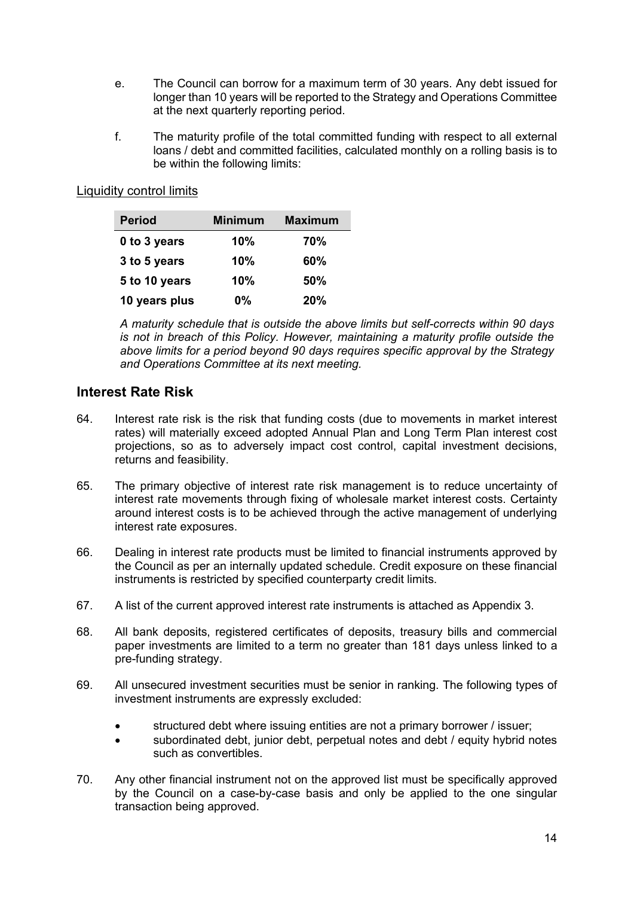e. The Council can borrow for a maximum term of 30 years. Any debt issued for longer than 10 years will be reported to the Strategy and Operations Committee at the next quarterly reporting period.

f. The maturity profile of the total committed funding with respect to all external loans / debt and committed facilities, calculated monthly on a rolling basis is to be within the following limits:

Liquidity control limits

| Period | Minimum | Maximum |
|---|---|---|
| **0 to 3 years** | **10%** | **70%** |
| **3 to 5 years** | **10%** | **60%** |
| **5 to 10 years** | **10%** | **50%** |
| **10 years plus** | **0%** | **20%** |

*A maturity schedule that is outside the above limits but self-corrects within 90 days is not in breach of this Policy. However, maintaining a maturity profile outside the above limits for a period beyond 90 days requires specific approval by the Strategy and Operations Committee at its next meeting.*

## Interest Rate Risk

64. Interest rate risk is the risk that funding costs (due to movements in market interest rates) will materially exceed adopted Annual Plan and Long Term Plan interest cost projections, so as to adversely impact cost control, capital investment decisions, returns and feasibility.

65. The primary objective of interest rate risk management is to reduce uncertainty of interest rate movements through fixing of wholesale market interest costs. Certainty around interest costs is to be achieved through the active management of underlying interest rate exposures.

66. Dealing in interest rate products must be limited to financial instruments approved by the Council as per an internally updated schedule. Credit exposure on these financial instruments is restricted by specified counterparty credit limits.

67. A list of the current approved interest rate instruments is attached as Appendix 3.

68. All bank deposits, registered certificates of deposits, treasury bills and commercial paper investments are limited to a term no greater than 181 days unless linked to a pre-funding strategy.

69. All unsecured investment securities must be senior in ranking. The following types of investment instruments are expressly excluded:

    - structured debt where issuing entities are not a primary borrower / issuer;
    - subordinated debt, junior debt, perpetual notes and debt / equity hybrid notes such as convertibles.

70. Any other financial instrument not on the approved list must be specifically approved by the Council on a case-by-case basis and only be applied to the one singular transaction being approved.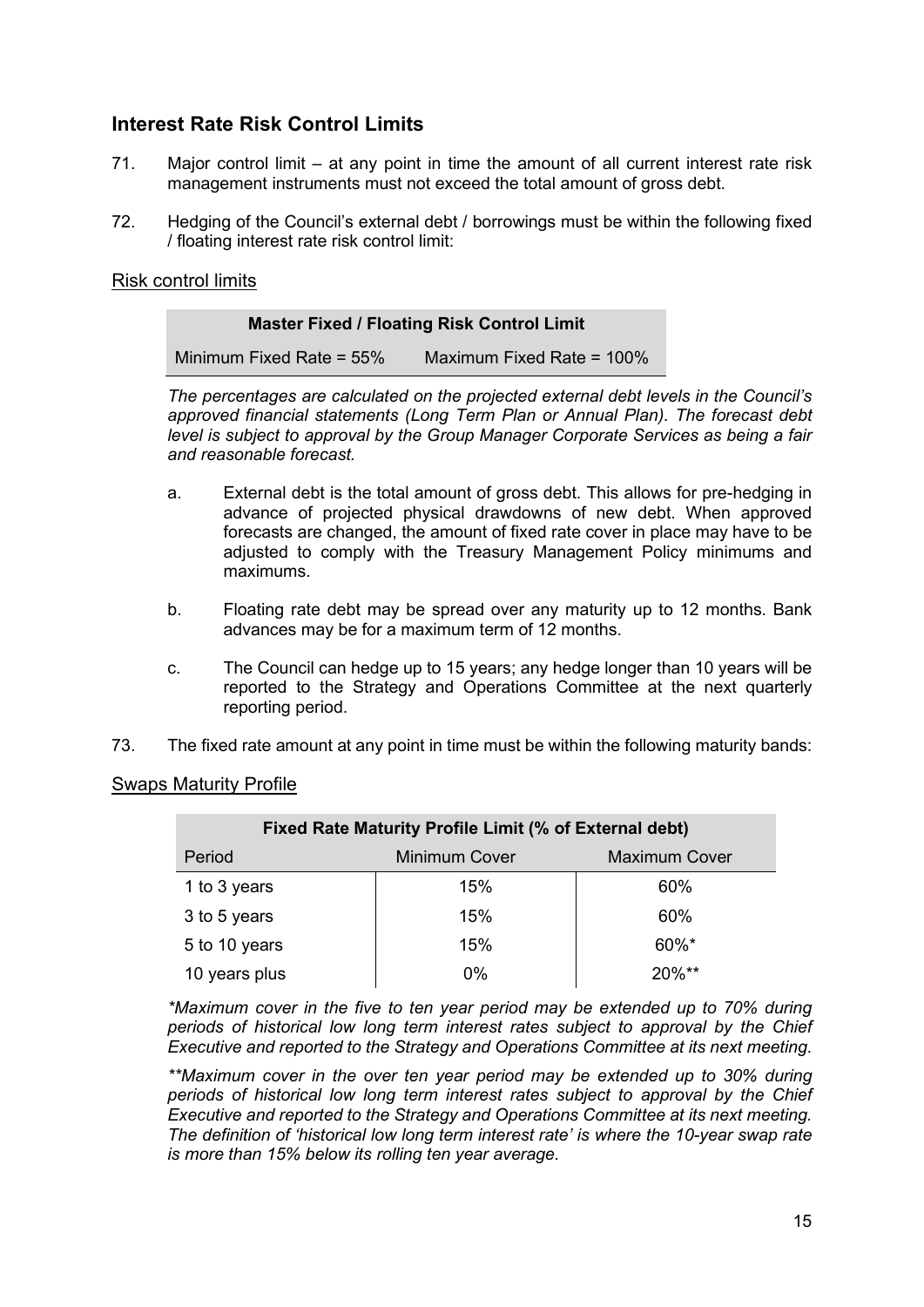## Interest Rate Risk Control Limits

71. Major control limit – at any point in time the amount of all current interest rate risk management instruments must not exceed the total amount of gross debt.

72. Hedging of the Council's external debt / borrowings must be within the following fixed / floating interest rate risk control limit:

<u>Risk control limits</u>

| Master Fixed / Floating Risk Control Limit | |
|---|---|
| Minimum Fixed Rate = 55% | Maximum Fixed Rate = 100% |

*The percentages are calculated on the projected external debt levels in the Council's approved financial statements (Long Term Plan or Annual Plan). The forecast debt level is subject to approval by the Group Manager Corporate Services as being a fair and reasonable forecast.*

a. External debt is the total amount of gross debt. This allows for pre-hedging in advance of projected physical drawdowns of new debt. When approved forecasts are changed, the amount of fixed rate cover in place may have to be adjusted to comply with the Treasury Management Policy minimums and maximums.

b. Floating rate debt may be spread over any maturity up to 12 months. Bank advances may be for a maximum term of 12 months.

c. The Council can hedge up to 15 years; any hedge longer than 10 years will be reported to the Strategy and Operations Committee at the next quarterly reporting period.

73. The fixed rate amount at any point in time must be within the following maturity bands:

<u>Swaps Maturity Profile</u>

| Fixed Rate Maturity Profile Limit (% of External debt) | | |
|---|---|---|
| Period | Minimum Cover | Maximum Cover |
| 1 to 3 years | 15% | 60% |
| 3 to 5 years | 15% | 60% |
| 5 to 10 years | 15% | 60%* |
| 10 years plus | 0% | 20%** |

*\*Maximum cover in the five to ten year period may be extended up to 70% during periods of historical low long term interest rates subject to approval by the Chief Executive and reported to the Strategy and Operations Committee at its next meeting.*

*\*\*Maximum cover in the over ten year period may be extended up to 30% during periods of historical low long term interest rates subject to approval by the Chief Executive and reported to the Strategy and Operations Committee at its next meeting. The definition of 'historical low long term interest rate' is where the 10-year swap rate is more than 15% below its rolling ten year average.*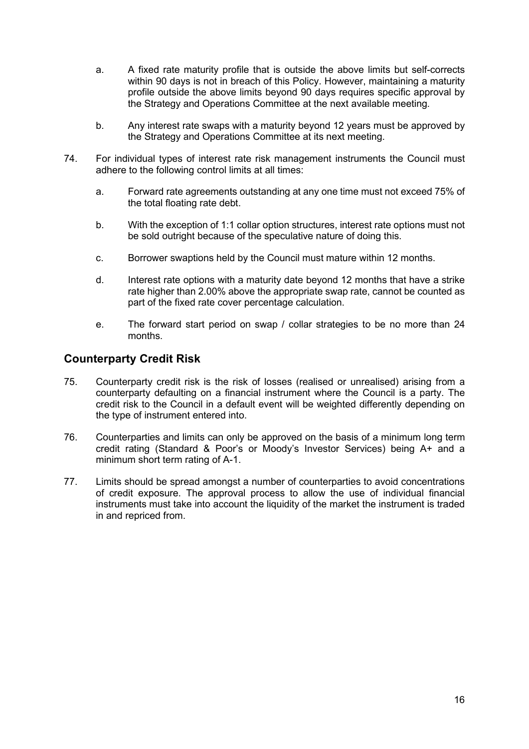a. A fixed rate maturity profile that is outside the above limits but self-corrects within 90 days is not in breach of this Policy. However, maintaining a maturity profile outside the above limits beyond 90 days requires specific approval by the Strategy and Operations Committee at the next available meeting.

b. Any interest rate swaps with a maturity beyond 12 years must be approved by the Strategy and Operations Committee at its next meeting.

74. For individual types of interest rate risk management instruments the Council must adhere to the following control limits at all times:

a. Forward rate agreements outstanding at any one time must not exceed 75% of the total floating rate debt.

b. With the exception of 1:1 collar option structures, interest rate options must not be sold outright because of the speculative nature of doing this.

c. Borrower swaptions held by the Council must mature within 12 months.

d. Interest rate options with a maturity date beyond 12 months that have a strike rate higher than 2.00% above the appropriate swap rate, cannot be counted as part of the fixed rate cover percentage calculation.

e. The forward start period on swap / collar strategies to be no more than 24 months.

## Counterparty Credit Risk

75. Counterparty credit risk is the risk of losses (realised or unrealised) arising from a counterparty defaulting on a financial instrument where the Council is a party. The credit risk to the Council in a default event will be weighted differently depending on the type of instrument entered into.

76. Counterparties and limits can only be approved on the basis of a minimum long term credit rating (Standard & Poor's or Moody's Investor Services) being A+ and a minimum short term rating of A-1.

77. Limits should be spread amongst a number of counterparties to avoid concentrations of credit exposure. The approval process to allow the use of individual financial instruments must take into account the liquidity of the market the instrument is traded in and repriced from.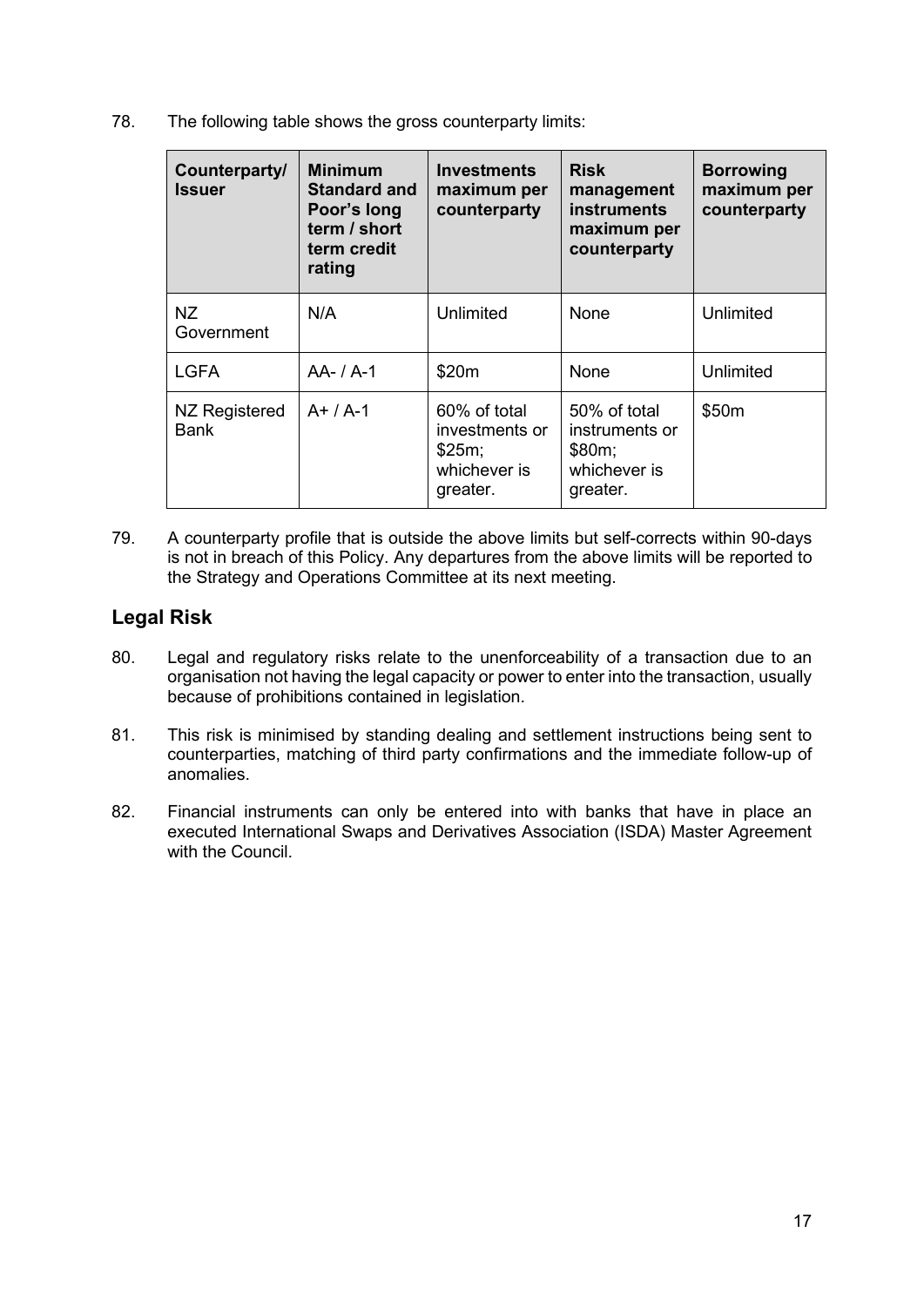78. The following table shows the gross counterparty limits:

| Counterparty/ Issuer | Minimum Standard and Poor's long term / short term credit rating | Investments maximum per counterparty | Risk management instruments maximum per counterparty | Borrowing maximum per counterparty |
|---|---|---|---|---|
| NZ Government | N/A | Unlimited | None | Unlimited |
| LGFA | AA- / A-1 | \$20m | None | Unlimited |
| NZ Registered Bank | A+ / A-1 | 60% of total investments or \$25m; whichever is greater. | 50% of total instruments or \$80m; whichever is greater. | \$50m |

79. A counterparty profile that is outside the above limits but self-corrects within 90-days is not in breach of this Policy. Any departures from the above limits will be reported to the Strategy and Operations Committee at its next meeting.

## Legal Risk

80. Legal and regulatory risks relate to the unenforceability of a transaction due to an organisation not having the legal capacity or power to enter into the transaction, usually because of prohibitions contained in legislation.

81. This risk is minimised by standing dealing and settlement instructions being sent to counterparties, matching of third party confirmations and the immediate follow-up of anomalies.

82. Financial instruments can only be entered into with banks that have in place an executed International Swaps and Derivatives Association (ISDA) Master Agreement with the Council.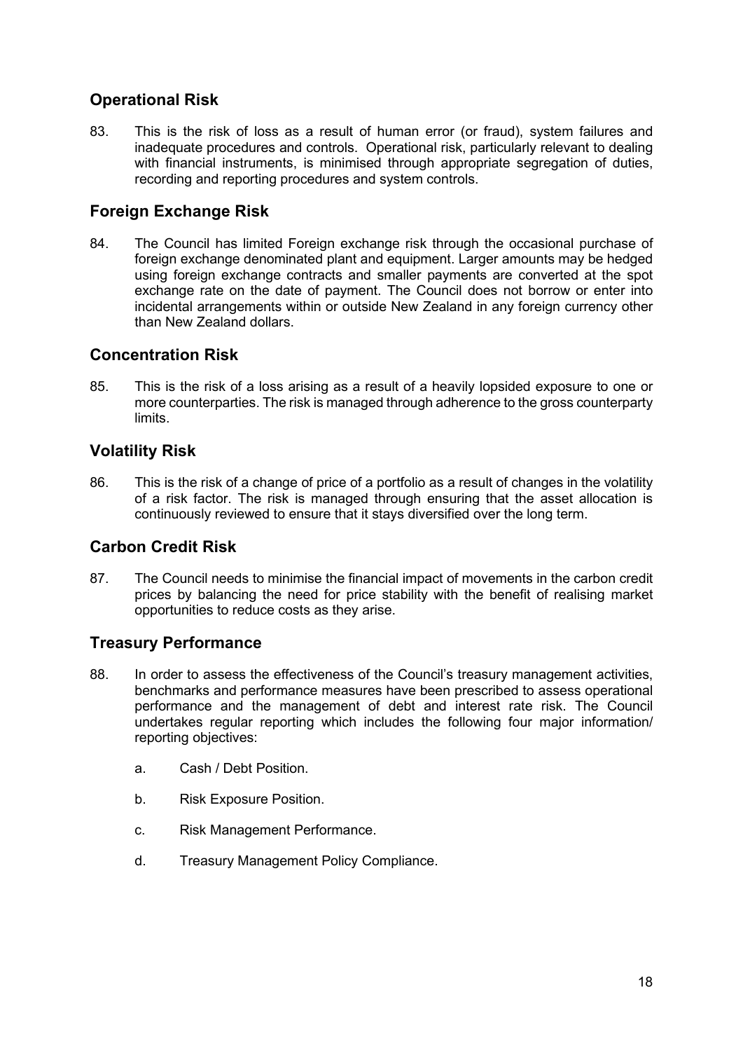## Operational Risk

83. This is the risk of loss as a result of human error (or fraud), system failures and inadequate procedures and controls. Operational risk, particularly relevant to dealing with financial instruments, is minimised through appropriate segregation of duties, recording and reporting procedures and system controls.

## Foreign Exchange Risk

84. The Council has limited Foreign exchange risk through the occasional purchase of foreign exchange denominated plant and equipment. Larger amounts may be hedged using foreign exchange contracts and smaller payments are converted at the spot exchange rate on the date of payment. The Council does not borrow or enter into incidental arrangements within or outside New Zealand in any foreign currency other than New Zealand dollars.

## Concentration Risk

85. This is the risk of a loss arising as a result of a heavily lopsided exposure to one or more counterparties. The risk is managed through adherence to the gross counterparty limits.

## Volatility Risk

86. This is the risk of a change of price of a portfolio as a result of changes in the volatility of a risk factor. The risk is managed through ensuring that the asset allocation is continuously reviewed to ensure that it stays diversified over the long term.

## Carbon Credit Risk

87. The Council needs to minimise the financial impact of movements in the carbon credit prices by balancing the need for price stability with the benefit of realising market opportunities to reduce costs as they arise.

## Treasury Performance

88. In order to assess the effectiveness of the Council's treasury management activities, benchmarks and performance measures have been prescribed to assess operational performance and the management of debt and interest rate risk. The Council undertakes regular reporting which includes the following four major information/ reporting objectives:

    a. Cash / Debt Position.

    b. Risk Exposure Position.

    c. Risk Management Performance.

    d. Treasury Management Policy Compliance.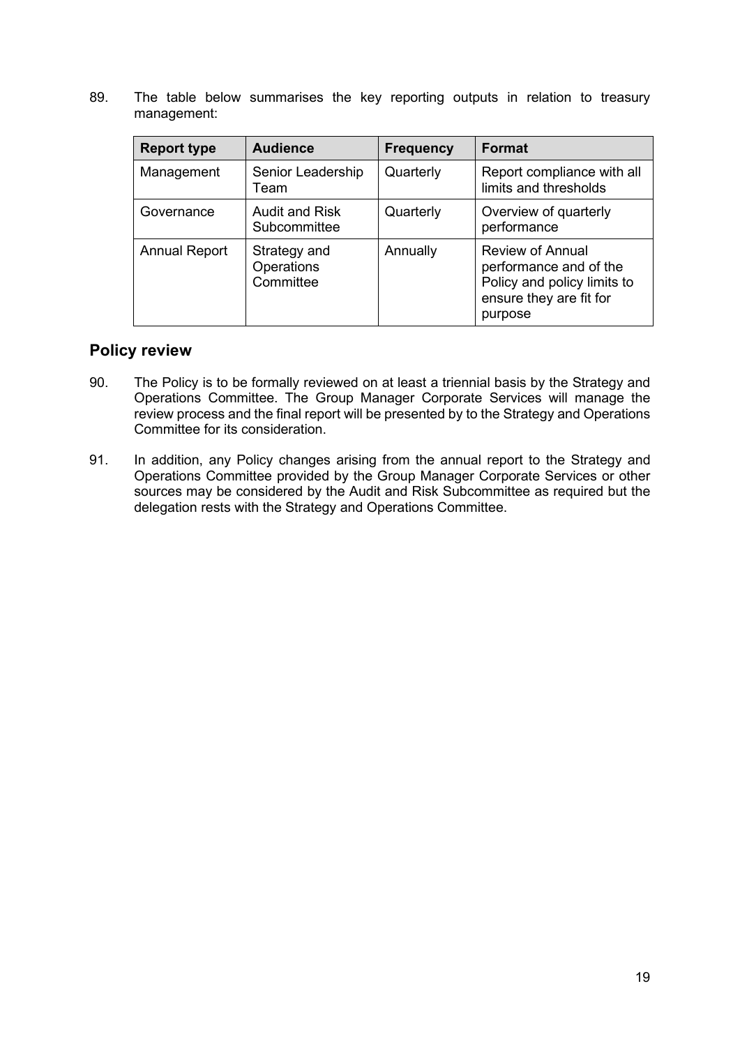89. The table below summarises the key reporting outputs in relation to treasury management:

| Report type | Audience | Frequency | Format |
|---|---|---|---|
| Management | Senior Leadership Team | Quarterly | Report compliance with all limits and thresholds |
| Governance | Audit and Risk Subcommittee | Quarterly | Overview of quarterly performance |
| Annual Report | Strategy and Operations Committee | Annually | Review of Annual performance and of the Policy and policy limits to ensure they are fit for purpose |

## Policy review

90. The Policy is to be formally reviewed on at least a triennial basis by the Strategy and Operations Committee. The Group Manager Corporate Services will manage the review process and the final report will be presented by to the Strategy and Operations Committee for its consideration.

91. In addition, any Policy changes arising from the annual report to the Strategy and Operations Committee provided by the Group Manager Corporate Services or other sources may be considered by the Audit and Risk Subcommittee as required but the delegation rests with the Strategy and Operations Committee.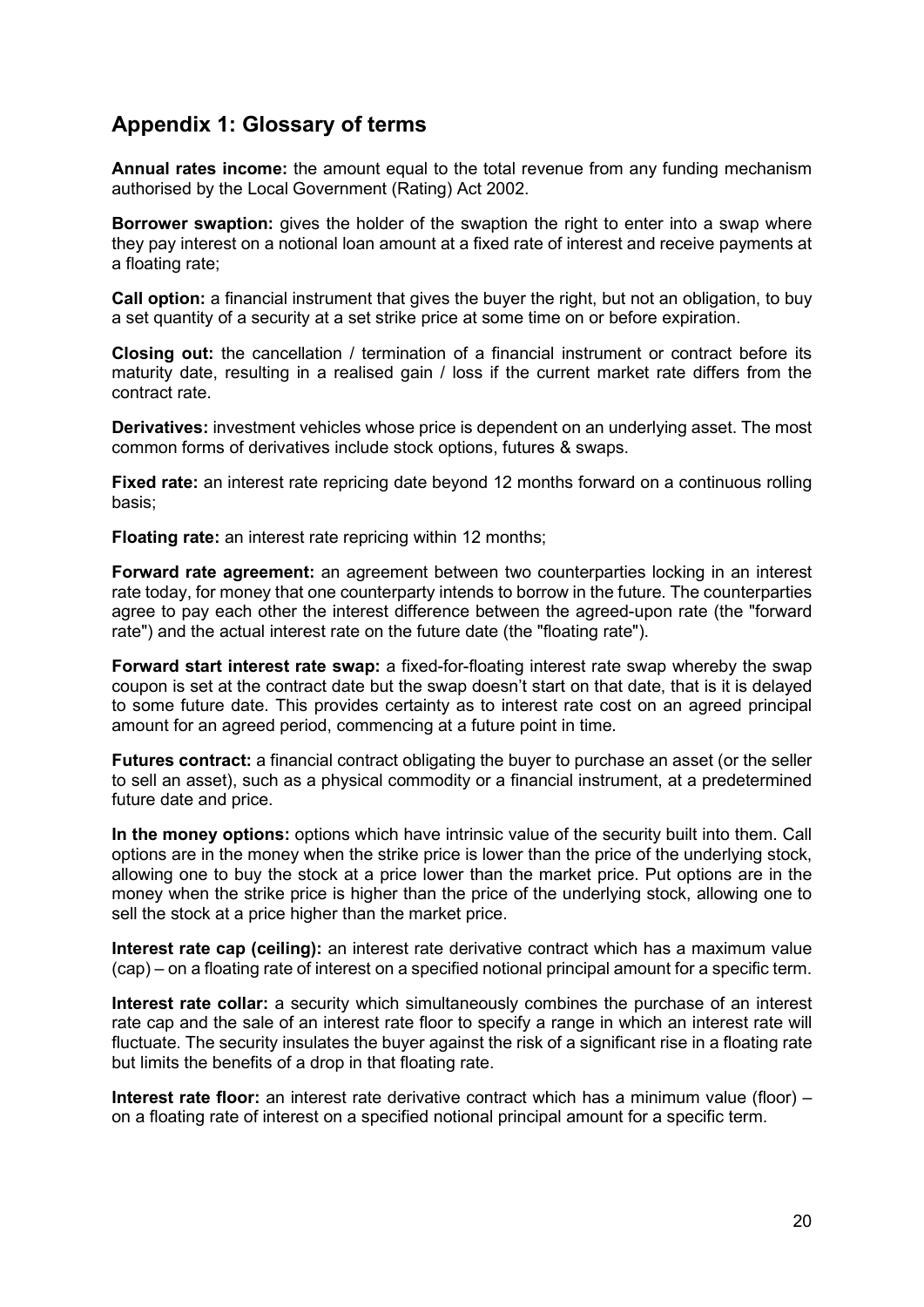## Appendix 1: Glossary of terms

**Annual rates income:** the amount equal to the total revenue from any funding mechanism authorised by the Local Government (Rating) Act 2002.

**Borrower swaption:** gives the holder of the swaption the right to enter into a swap where they pay interest on a notional loan amount at a fixed rate of interest and receive payments at a floating rate;

**Call option:** a financial instrument that gives the buyer the right, but not an obligation, to buy a set quantity of a security at a set strike price at some time on or before expiration.

**Closing out:** the cancellation / termination of a financial instrument or contract before its maturity date, resulting in a realised gain / loss if the current market rate differs from the contract rate.

**Derivatives:** investment vehicles whose price is dependent on an underlying asset. The most common forms of derivatives include stock options, futures & swaps.

**Fixed rate:** an interest rate repricing date beyond 12 months forward on a continuous rolling basis;

**Floating rate:** an interest rate repricing within 12 months;

**Forward rate agreement:** an agreement between two counterparties locking in an interest rate today, for money that one counterparty intends to borrow in the future. The counterparties agree to pay each other the interest difference between the agreed-upon rate (the "forward rate") and the actual interest rate on the future date (the "floating rate").

**Forward start interest rate swap:** a fixed-for-floating interest rate swap whereby the swap coupon is set at the contract date but the swap doesn't start on that date, that is it is delayed to some future date. This provides certainty as to interest rate cost on an agreed principal amount for an agreed period, commencing at a future point in time.

**Futures contract:** a financial contract obligating the buyer to purchase an asset (or the seller to sell an asset), such as a physical commodity or a financial instrument, at a predetermined future date and price.

**In the money options:** options which have intrinsic value of the security built into them. Call options are in the money when the strike price is lower than the price of the underlying stock, allowing one to buy the stock at a price lower than the market price. Put options are in the money when the strike price is higher than the price of the underlying stock, allowing one to sell the stock at a price higher than the market price.

**Interest rate cap (ceiling):** an interest rate derivative contract which has a maximum value (cap) – on a floating rate of interest on a specified notional principal amount for a specific term.

**Interest rate collar:** a security which simultaneously combines the purchase of an interest rate cap and the sale of an interest rate floor to specify a range in which an interest rate will fluctuate. The security insulates the buyer against the risk of a significant rise in a floating rate but limits the benefits of a drop in that floating rate.

**Interest rate floor:** an interest rate derivative contract which has a minimum value (floor) – on a floating rate of interest on a specified notional principal amount for a specific term.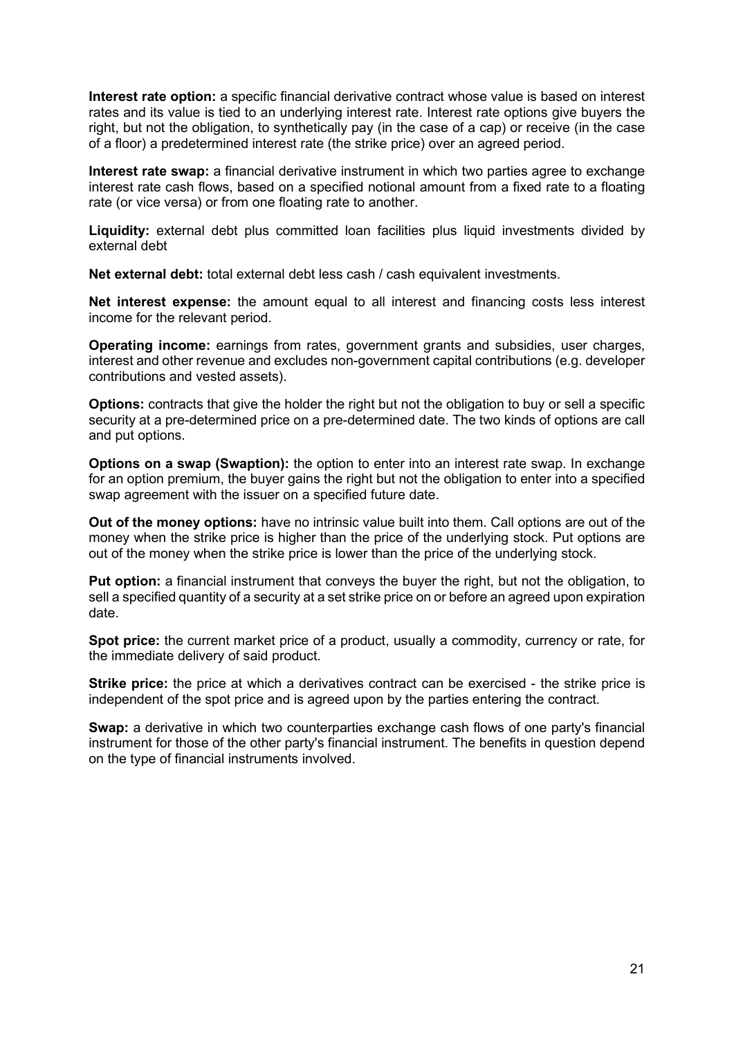**Interest rate option:** a specific financial derivative contract whose value is based on interest rates and its value is tied to an underlying interest rate. Interest rate options give buyers the right, but not the obligation, to synthetically pay (in the case of a cap) or receive (in the case of a floor) a predetermined interest rate (the strike price) over an agreed period.

**Interest rate swap:** a financial derivative instrument in which two parties agree to exchange interest rate cash flows, based on a specified notional amount from a fixed rate to a floating rate (or vice versa) or from one floating rate to another.

**Liquidity:** external debt plus committed loan facilities plus liquid investments divided by external debt

**Net external debt:** total external debt less cash / cash equivalent investments.

**Net interest expense:** the amount equal to all interest and financing costs less interest income for the relevant period.

**Operating income:** earnings from rates, government grants and subsidies, user charges, interest and other revenue and excludes non-government capital contributions (e.g. developer contributions and vested assets).

**Options:** contracts that give the holder the right but not the obligation to buy or sell a specific security at a pre-determined price on a pre-determined date. The two kinds of options are call and put options.

**Options on a swap (Swaption):** the option to enter into an interest rate swap. In exchange for an option premium, the buyer gains the right but not the obligation to enter into a specified swap agreement with the issuer on a specified future date.

**Out of the money options:** have no intrinsic value built into them. Call options are out of the money when the strike price is higher than the price of the underlying stock. Put options are out of the money when the strike price is lower than the price of the underlying stock.

**Put option:** a financial instrument that conveys the buyer the right, but not the obligation, to sell a specified quantity of a security at a set strike price on or before an agreed upon expiration date.

**Spot price:** the current market price of a product, usually a commodity, currency or rate, for the immediate delivery of said product.

**Strike price:** the price at which a derivatives contract can be exercised - the strike price is independent of the spot price and is agreed upon by the parties entering the contract.

**Swap:** a derivative in which two counterparties exchange cash flows of one party's financial instrument for those of the other party's financial instrument. The benefits in question depend on the type of financial instruments involved.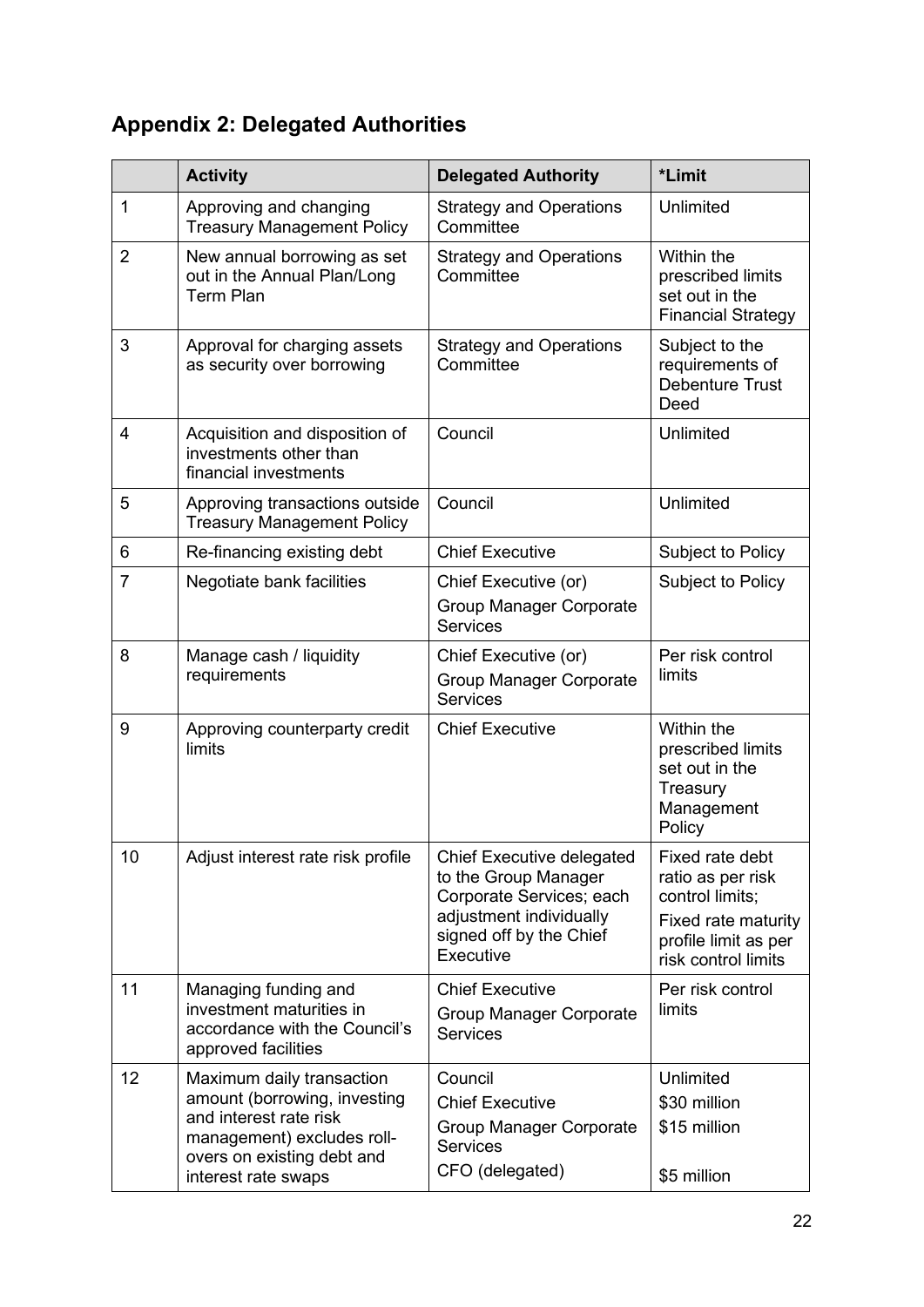## Appendix 2: Delegated Authorities

| | Activity | Delegated Authority | *Limit |
|---|---|---|---|
| 1 | Approving and changing Treasury Management Policy | Strategy and Operations Committee | Unlimited |
| 2 | New annual borrowing as set out in the Annual Plan/Long Term Plan | Strategy and Operations Committee | Within the prescribed limits set out in the Financial Strategy |
| 3 | Approval for charging assets as security over borrowing | Strategy and Operations Committee | Subject to the requirements of Debenture Trust Deed |
| 4 | Acquisition and disposition of investments other than financial investments | Council | Unlimited |
| 5 | Approving transactions outside Treasury Management Policy | Council | Unlimited |
| 6 | Re-financing existing debt | Chief Executive | Subject to Policy |
| 7 | Negotiate bank facilities | Chief Executive (or)<br>Group Manager Corporate Services | Subject to Policy |
| 8 | Manage cash / liquidity requirements | Chief Executive (or)<br>Group Manager Corporate Services | Per risk control limits |
| 9 | Approving counterparty credit limits | Chief Executive | Within the prescribed limits set out in the Treasury Management Policy |
| 10 | Adjust interest rate risk profile | Chief Executive delegated to the Group Manager Corporate Services; each adjustment individually signed off by the Chief Executive | Fixed rate debt ratio as per risk control limits;<br>Fixed rate maturity profile limit as per risk control limits |
| 11 | Managing funding and investment maturities in accordance with the Council's approved facilities | Chief Executive<br>Group Manager Corporate Services | Per risk control limits |
| 12 | Maximum daily transaction amount (borrowing, investing and interest rate risk management) excludes roll-overs on existing debt and interest rate swaps | Council<br>Chief Executive<br>Group Manager Corporate Services<br>CFO (delegated) | Unlimited<br>$30 million<br>$15 million<br>$5 million |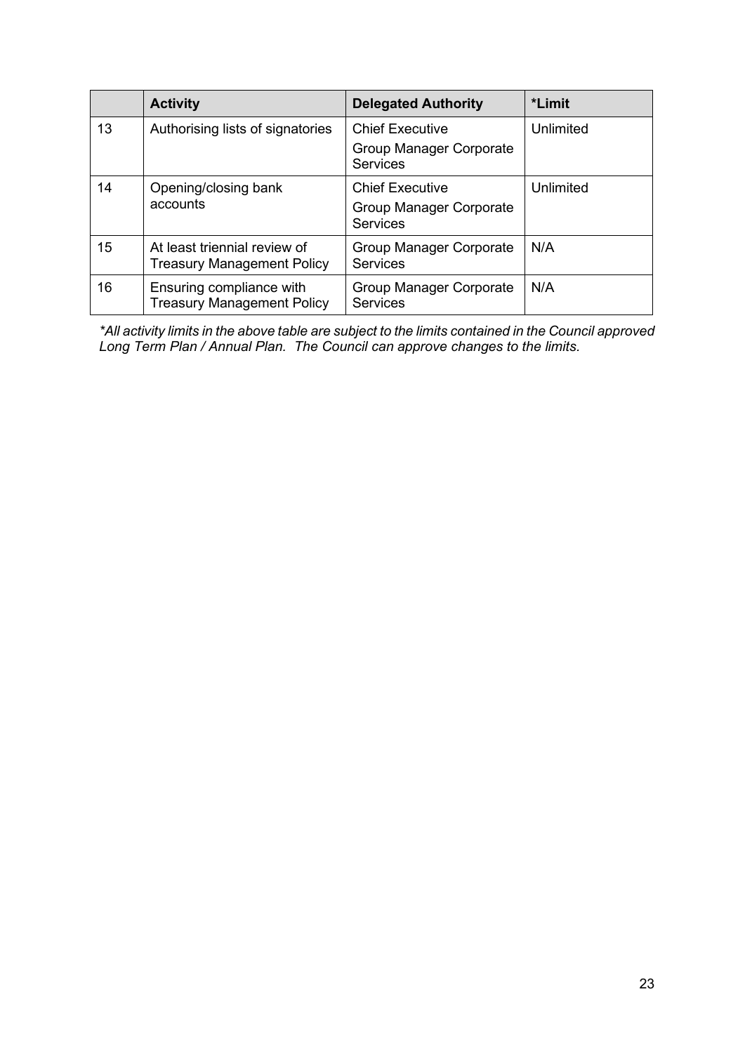| | Activity | Delegated Authority | *Limit |
|---|---|---|---|
| 13 | Authorising lists of signatories | Chief Executive<br>Group Manager Corporate Services | Unlimited |
| 14 | Opening/closing bank accounts | Chief Executive<br>Group Manager Corporate Services | Unlimited |
| 15 | At least triennial review of Treasury Management Policy | Group Manager Corporate Services | N/A |
| 16 | Ensuring compliance with Treasury Management Policy | Group Manager Corporate Services | N/A |

*\*All activity limits in the above table are subject to the limits contained in the Council approved Long Term Plan / Annual Plan. The Council can approve changes to the limits.*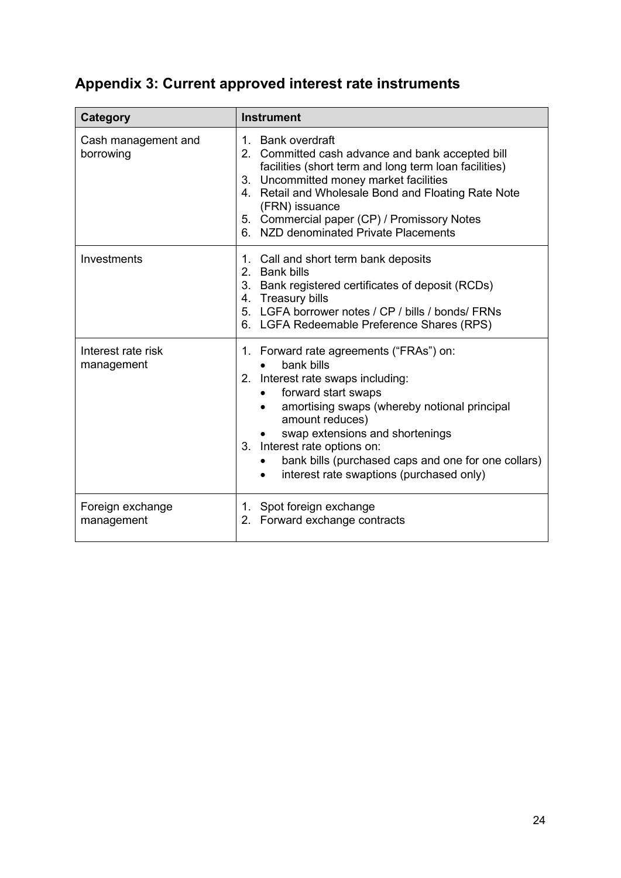## Appendix 3: Current approved interest rate instruments

| Category | Instrument |
|---|---|
| Cash management and borrowing | 1. Bank overdraft<br>2. Committed cash advance and bank accepted bill facilities (short term and long term loan facilities)<br>3. Uncommitted money market facilities<br>4. Retail and Wholesale Bond and Floating Rate Note (FRN) issuance<br>5. Commercial paper (CP) / Promissory Notes<br>6. NZD denominated Private Placements |
| Investments | 1. Call and short term bank deposits<br>2. Bank bills<br>3. Bank registered certificates of deposit (RCDs)<br>4. Treasury bills<br>5. LGFA borrower notes / CP / bills / bonds/ FRNs<br>6. LGFA Redeemable Preference Shares (RPS) |
| Interest rate risk management | 1. Forward rate agreements ("FRAs") on:<br>• bank bills<br>2. Interest rate swaps including:<br>• forward start swaps<br>• amortising swaps (whereby notional principal amount reduces)<br>• swap extensions and shortenings<br>3. Interest rate options on:<br>• bank bills (purchased caps and one for one collars)<br>• interest rate swaptions (purchased only) |
| Foreign exchange management | 1. Spot foreign exchange<br>2. Forward exchange contracts |